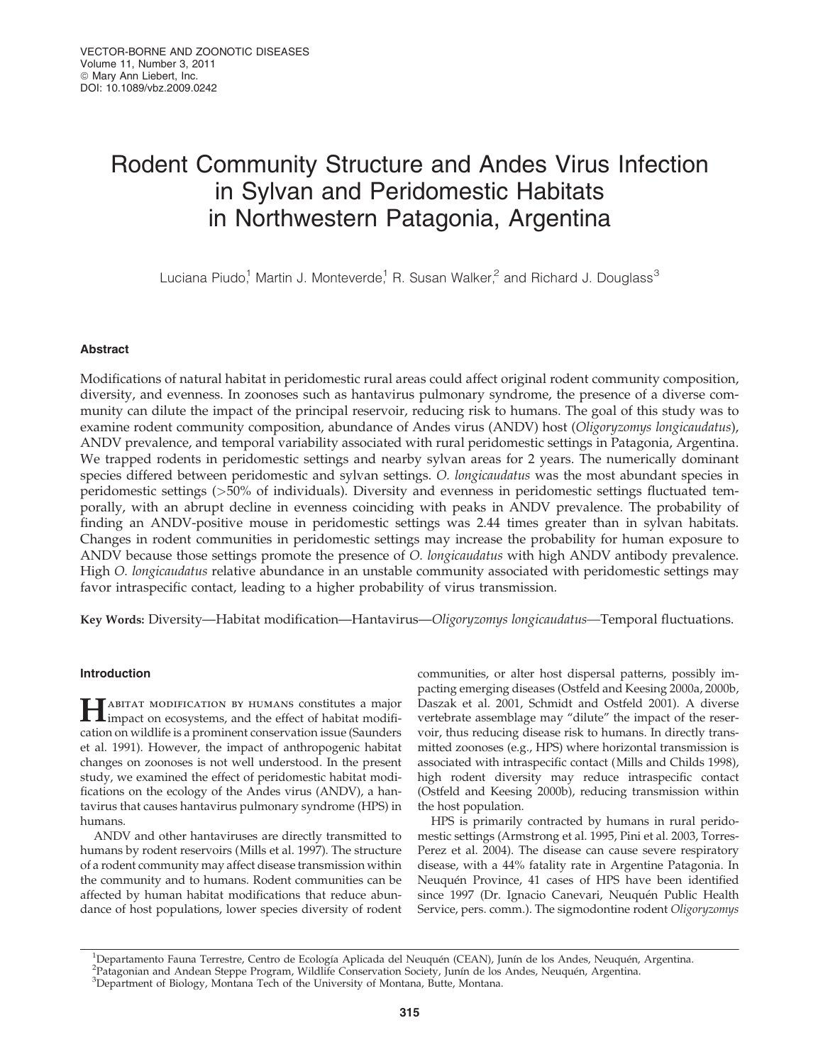# Rodent Community Structure and Andes Virus Infection in Sylvan and Peridomestic Habitats in Northwestern Patagonia, Argentina

Luciana Piudo,[1] Martin J. Monteverde,[1] R. Susan Walker,[2] and Richard J. Douglass[3]

## Abstract

Modifications of natural habitat in peridomestic rural areas could affect original rodent community composition, diversity, and evenness. In zoonoses such as hantavirus pulmonary syndrome, the presence of a diverse community can dilute the impact of the principal reservoir, reducing risk to humans. The goal of this study was to examine rodent community composition, abundance of Andes virus (ANDV) host (*Oligoryzomys longicaudatus*), ANDV prevalence, and temporal variability associated with rural peridomestic settings in Patagonia, Argentina. We trapped rodents in peridomestic settings and nearby sylvan areas for 2 years. The numerically dominant species differed between peridomestic and sylvan settings. *O. longicaudatus* was the most abundant species in peridomestic settings (>50% of individuals). Diversity and evenness in peridomestic settings fluctuated temporally, with an abrupt decline in evenness coinciding with peaks in ANDV prevalence. The probability of finding an ANDV-positive mouse in peridomestic settings was 2.44 times greater than in sylvan habitats. Changes in rodent communities in peridomestic settings may increase the probability for human exposure to ANDV because those settings promote the presence of *O. longicaudatus* with high ANDV antibody prevalence. High *O. longicaudatus* relative abundance in an unstable community associated with peridomestic settings may favor intraspecific contact, leading to a higher probability of virus transmission.

**Key Words:** Diversity—Habitat modification—Hantavirus—*Oligoryzomys longicaudatus*—Temporal fluctuations.

## Introduction

Habitat modification by humans constitutes a major impact on ecosystems, and the effect of habitat modification on wildlife is a prominent conservation issue (Saunders et al. 1991). However, the impact of anthropogenic habitat changes on zoonoses is not well understood. In the present study, we examined the effect of peridomestic habitat modifications on the ecology of the Andes virus (ANDV), a hantavirus that causes hantavirus pulmonary syndrome (HPS) in humans.

ANDV and other hantaviruses are directly transmitted to humans by rodent reservoirs (Mills et al. 1997). The structure of a rodent community may affect disease transmission within the community and to humans. Rodent communities can be affected by human habitat modifications that reduce abundance of host populations, lower species diversity of rodent communities, or alter host dispersal patterns, possibly impacting emerging diseases (Ostfeld and Keesing 2000a, 2000b, Daszak et al. 2001, Schmidt and Ostfeld 2001). A diverse vertebrate assemblage may "dilute" the impact of the reservoir, thus reducing disease risk to humans. In directly transmitted zoonoses (e.g., HPS) where horizontal transmission is associated with intraspecific contact (Mills and Childs 1998), high rodent diversity may reduce intraspecific contact (Ostfeld and Keesing 2000b), reducing transmission within the host population.

HPS is primarily contracted by humans in rural peridomestic settings (Armstrong et al. 1995, Pini et al. 2003, Torres-Perez et al. 2004). The disease can cause severe respiratory disease, with a 44% fatality rate in Argentine Patagonia. In Neuquén Province, 41 cases of HPS have been identified since 1997 (Dr. Ignacio Canevari, Neuquén Public Health Service, pers. comm.). The sigmodontine rodent *Oligoryzomys*

[1]Departamento Fauna Terrestre, Centro de Ecología Aplicada del Neuquén (CEAN), Junín de los Andes, Neuquén, Argentina.
[2]Patagonian and Andean Steppe Program, Wildlife Conservation Society, Junín de los Andes, Neuquén, Argentina.
[3]Department of Biology, Montana Tech of the University of Montana, Butte, Montana.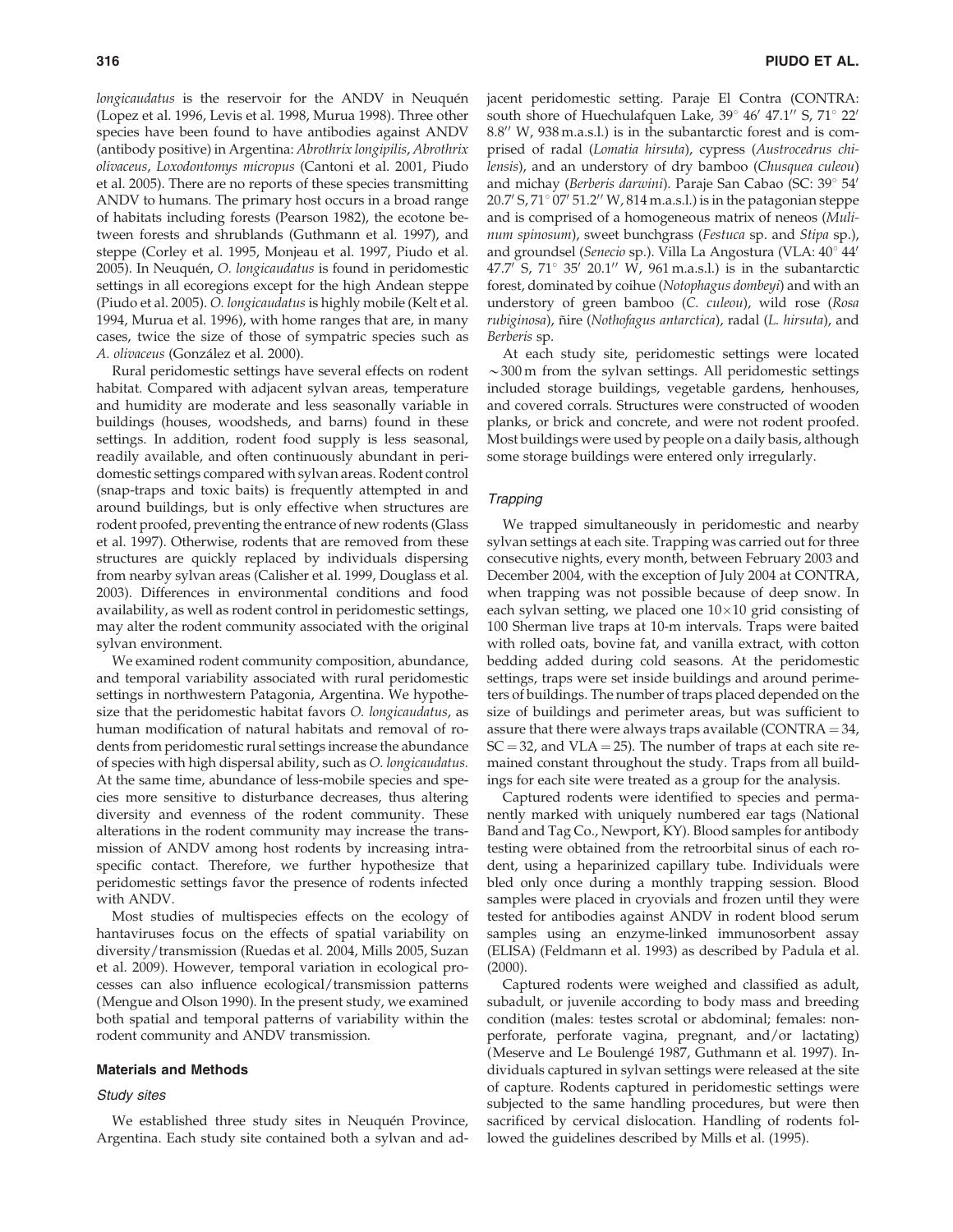*longicaudatus* is the reservoir for the ANDV in Neuquén (Lopez et al. 1996, Levis et al. 1998, Murua 1998). Three other species have been found to have antibodies against ANDV (antibody positive) in Argentina: *Abrothrix longipilis*, *Abrothrix olivaceus*, *Loxodontomys micropus* (Cantoni et al. 2001, Piudo et al. 2005). There are no reports of these species transmitting ANDV to humans. The primary host occurs in a broad range of habitats including forests (Pearson 1982), the ecotone between forests and shrublands (Guthmann et al. 1997), and steppe (Corley et al. 1995, Monjeau et al. 1997, Piudo et al. 2005). In Neuquén, *O. longicaudatus* is found in peridomestic settings in all ecoregions except for the high Andean steppe (Piudo et al. 2005). *O. longicaudatus* is highly mobile (Kelt et al. 1994, Murua et al. 1996), with home ranges that are, in many cases, twice the size of those of sympatric species such as *A. olivaceus* (González et al. 2000).

Rural peridomestic settings have several effects on rodent habitat. Compared with adjacent sylvan areas, temperature and humidity are moderate and less seasonally variable in buildings (houses, woodsheds, and barns) found in these settings. In addition, rodent food supply is less seasonal, readily available, and often continuously abundant in peridomestic settings compared with sylvan areas. Rodent control (snap-traps and toxic baits) is frequently attempted in and around buildings, but is only effective when structures are rodent proofed, preventing the entrance of new rodents (Glass et al. 1997). Otherwise, rodents that are removed from these structures are quickly replaced by individuals dispersing from nearby sylvan areas (Calisher et al. 1999, Douglass et al. 2003). Differences in environmental conditions and food availability, as well as rodent control in peridomestic settings, may alter the rodent community associated with the original sylvan environment.

We examined rodent community composition, abundance, and temporal variability associated with rural peridomestic settings in northwestern Patagonia, Argentina. We hypothesize that the peridomestic habitat favors *O. longicaudatus*, as human modification of natural habitats and removal of rodents from peridomestic rural settings increase the abundance of species with high dispersal ability, such as *O. longicaudatus.* At the same time, abundance of less-mobile species and species more sensitive to disturbance decreases, thus altering diversity and evenness of the rodent community. These alterations in the rodent community may increase the transmission of ANDV among host rodents by increasing intraspecific contact. Therefore, we further hypothesize that peridomestic settings favor the presence of rodents infected with ANDV.

Most studies of multispecies effects on the ecology of hantaviruses focus on the effects of spatial variability on diversity/transmission (Ruedas et al. 2004, Mills 2005, Suzan et al. 2009). However, temporal variation in ecological processes can also influence ecological/transmission patterns (Mengue and Olson 1990). In the present study, we examined both spatial and temporal patterns of variability within the rodent community and ANDV transmission.

## Materials and Methods

### Study sites

We established three study sites in Neuquén Province, Argentina. Each study site contained both a sylvan and adjacent peridomestic setting. Paraje El Contra (CONTRA: south shore of Huechulafquen Lake, 39° 46′ 47.1″ S, 71° 22′ 8.8″ W, 938 m.a.s.l.) is in the subantarctic forest and is comprised of radal (*Lomatia hirsuta*), cypress (*Austrocedrus chilensis*), and an understory of dry bamboo (*Chusquea culeou*) and michay (*Berberis darwini*). Paraje San Cabao (SC: 39° 54′ 20.7′ S, 71° 07′ 51.2″ W, 814 m.a.s.l.) is in the patagonian steppe and is comprised of a homogeneous matrix of neneos (*Mulinum spinosum*), sweet bunchgrass (*Festuca* sp. and *Stipa* sp.), and groundsel (*Senecio* sp.). Villa La Angostura (VLA: 40° 44′ 47.7′ S, 71° 35′ 20.1″ W, 961 m.a.s.l.) is in the subantarctic forest, dominated by coihue (*Notophagus dombeyi*) and with an understory of green bamboo (*C. culeou*), wild rose (*Rosa rubiginosa*), ñire (*Nothofagus antarctica*), radal (*L. hirsuta*), and *Berberis* sp.

At each study site, peridomestic settings were located ~300 m from the sylvan settings. All peridomestic settings included storage buildings, vegetable gardens, henhouses, and covered corrals. Structures were constructed of wooden planks, or brick and concrete, and were not rodent proofed. Most buildings were used by people on a daily basis, although some storage buildings were entered only irregularly.

### Trapping

We trapped simultaneously in peridomestic and nearby sylvan settings at each site. Trapping was carried out for three consecutive nights, every month, between February 2003 and December 2004, with the exception of July 2004 at CONTRA, when trapping was not possible because of deep snow. In each sylvan setting, we placed one 10×10 grid consisting of 100 Sherman live traps at 10-m intervals. Traps were baited with rolled oats, bovine fat, and vanilla extract, with cotton bedding added during cold seasons. At the peridomestic settings, traps were set inside buildings and around perimeters of buildings. The number of traps placed depended on the size of buildings and perimeter areas, but was sufficient to assure that there were always traps available (CONTRA = 34, SC = 32, and VLA = 25). The number of traps at each site remained constant throughout the study. Traps from all buildings for each site were treated as a group for the analysis.

Captured rodents were identified to species and permanently marked with uniquely numbered ear tags (National Band and Tag Co., Newport, KY). Blood samples for antibody testing were obtained from the retroorbital sinus of each rodent, using a heparinized capillary tube. Individuals were bled only once during a monthly trapping session. Blood samples were placed in cryovials and frozen until they were tested for antibodies against ANDV in rodent blood serum samples using an enzyme-linked immunosorbent assay (ELISA) (Feldmann et al. 1993) as described by Padula et al. (2000).

Captured rodents were weighed and classified as adult, subadult, or juvenile according to body mass and breeding condition (males: testes scrotal or abdominal; females: nonperforate, perforate vagina, pregnant, and/or lactating) (Meserve and Le Boulengé 1987, Guthmann et al. 1997). Individuals captured in sylvan settings were released at the site of capture. Rodents captured in peridomestic settings were subjected to the same handling procedures, but were then sacrificed by cervical dislocation. Handling of rodents followed the guidelines described by Mills et al. (1995).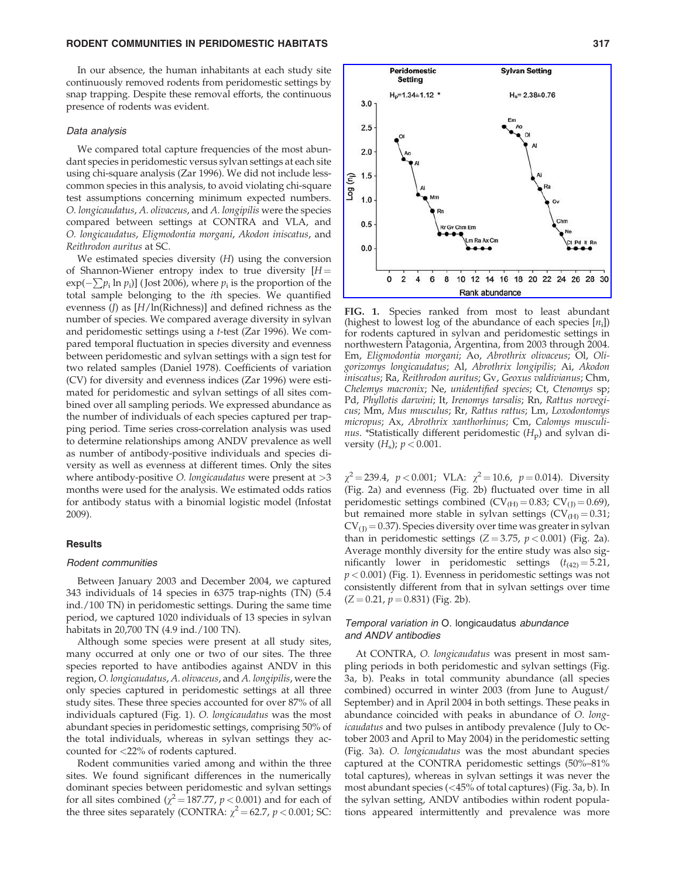In our absence, the human inhabitants at each study site continuously removed rodents from peridomestic settings by snap trapping. Despite these removal efforts, the continuous presence of rodents was evident.

### Data analysis

We compared total capture frequencies of the most abundant species in peridomestic versus sylvan settings at each site using chi-square analysis (Zar 1996). We did not include less-common species in this analysis, to avoid violating chi-square test assumptions concerning minimum expected numbers. *O. longicaudatus*, *A. olivaceus*, and *A. longipilis* were the species compared between settings at CONTRA and VLA, and *O. longicaudatus*, *Eligmodontia morgani*, *Akodon iniscatus*, and *Reithrodon auritus* at SC.

We estimated species diversity ($H$) using the conversion of Shannon-Wiener entropy index to true diversity [$H = \exp(-\sum p_i \ln p_i)$] (Jost 2006), where $p_i$ is the proportion of the total sample belonging to the $i$th species. We quantified evenness ($J$) as [$H/\ln(\text{Richness})$] and defined richness as the number of species. We compared average diversity in sylvan and peridomestic settings using a $t$-test (Zar 1996). We compared temporal fluctuation in species diversity and evenness between peridomestic and sylvan settings with a sign test for two related samples (Daniel 1978). Coefficients of variation (CV) for diversity and evenness indices (Zar 1996) were estimated for peridomestic and sylvan settings of all sites combined over all sampling periods. We expressed abundance as the number of individuals of each species captured per trapping period. Time series cross-correlation analysis was used to determine relationships among ANDV prevalence as well as number of antibody-positive individuals and species diversity as well as evenness at different times. Only the sites where antibody-positive *O. longicaudatus* were present at >3 months were used for the analysis. We estimated odds ratios for antibody status with a binomial logistic model (Infostat 2009).

## Results

### Rodent communities

Between January 2003 and December 2004, we captured 343 individuals of 14 species in 6375 trap-nights (TN) (5.4 ind./100 TN) in peridomestic settings. During the same time period, we captured 1020 individuals of 13 species in sylvan habitats in 20,700 TN (4.9 ind./100 TN).

Although some species were present at all study sites, many occurred at only one or two of our sites. The three species reported to have antibodies against ANDV in this region, *O. longicaudatus*, *A. olivaceus*, and *A. longipilis*, were the only species captured in peridomestic settings at all three study sites. These three species accounted for over 87% of all individuals captured (Fig. 1). *O. longicaudatus* was the most abundant species in peridomestic settings, comprising 50% of the total individuals, whereas in sylvan settings they accounted for <22% of rodents captured.

Rodent communities varied among and within the three sites. We found significant differences in the numerically dominant species between peridomestic and sylvan settings for all sites combined ($\chi^2 = 187.77$, $p < 0.001$) and for each of the three sites separately (CONTRA: $\chi^2 = 62.7$, $p < 0.001$; SC: $\chi^2 = 239.4$, $p < 0.001$; VLA: $\chi^2 = 10.6$, $p = 0.014$). Diversity (Fig. 2a) and evenness (Fig. 2b) fluctuated over time in all peridomestic settings combined ($CV_{(H)} = 0.83$; $CV_{(J)} = 0.69$), but remained more stable in sylvan settings ($CV_{(H)} = 0.31$; $CV_{(J)} = 0.37$). Species diversity over time was greater in sylvan than in peridomestic settings ($Z = 3.75$, $p < 0.001$) (Fig. 2a). Average monthly diversity for the entire study was also significantly lower in peridomestic settings ($t_{(42)} = 5.21$, $p < 0.001$) (Fig. 1). Evenness in peridomestic settings was not consistently different from that in sylvan settings over time ($Z = 0.21$, $p = 0.831$) (Fig. 2b).

**FIG. 1.** Species ranked from most to least abundant (highest to lowest log of the abundance of each species [$n_i$]) for rodents captured in sylvan and peridomestic settings in northwestern Patagonia, Argentina, from 2003 through 2004. Em, *Eligmodontia morgani*; Ao, *Abrothrix olivaceus*; Ol, *Oligorizomys longicaudatus*; Al, *Abrothrix longipilis*; Ai, *Akodon iniscatus*; Ra, *Reithrodon auritus*; Gv, *Geoxus valdivianus*; Chm, *Chelemys macronix*; Ne, *unidentified species*; Ct, *Ctenomys* sp; Pd, *Phyllotis darwini*; It, *Irenomys tarsalis*; Rn, *Rattus norvegicus*; Mm, *Mus musculus*; Rr, *Rattus rattus*; Lm, *Loxodontomys micropus*; Ax, *Abrothrix xanthorhinus*; Cm, *Calomys musculinus*. *Statistically different peridomestic ($H_p$) and sylvan diversity ($H_s$); $p < 0.001$.

### Temporal variation in *O. longicaudatus* abundance and ANDV antibodies

At CONTRA, *O. longicaudatus* was present in most sampling periods in both peridomestic and sylvan settings (Fig. 3a, b). Peaks in total community abundance (all species combined) occurred in winter 2003 (from June to August/September) and in April 2004 in both settings. These peaks in abundance coincided with peaks in abundance of *O. longicaudatus* and two pulses in antibody prevalence (July to October 2003 and April to May 2004) in the peridomestic setting (Fig. 3a). *O. longicaudatus* was the most abundant species captured at the CONTRA peridomestic settings (50%–81% total captures), whereas in sylvan settings it was never the most abundant species (<45% of total captures) (Fig. 3a, b). In the sylvan setting, ANDV antibodies within rodent populations appeared intermittently and prevalence was more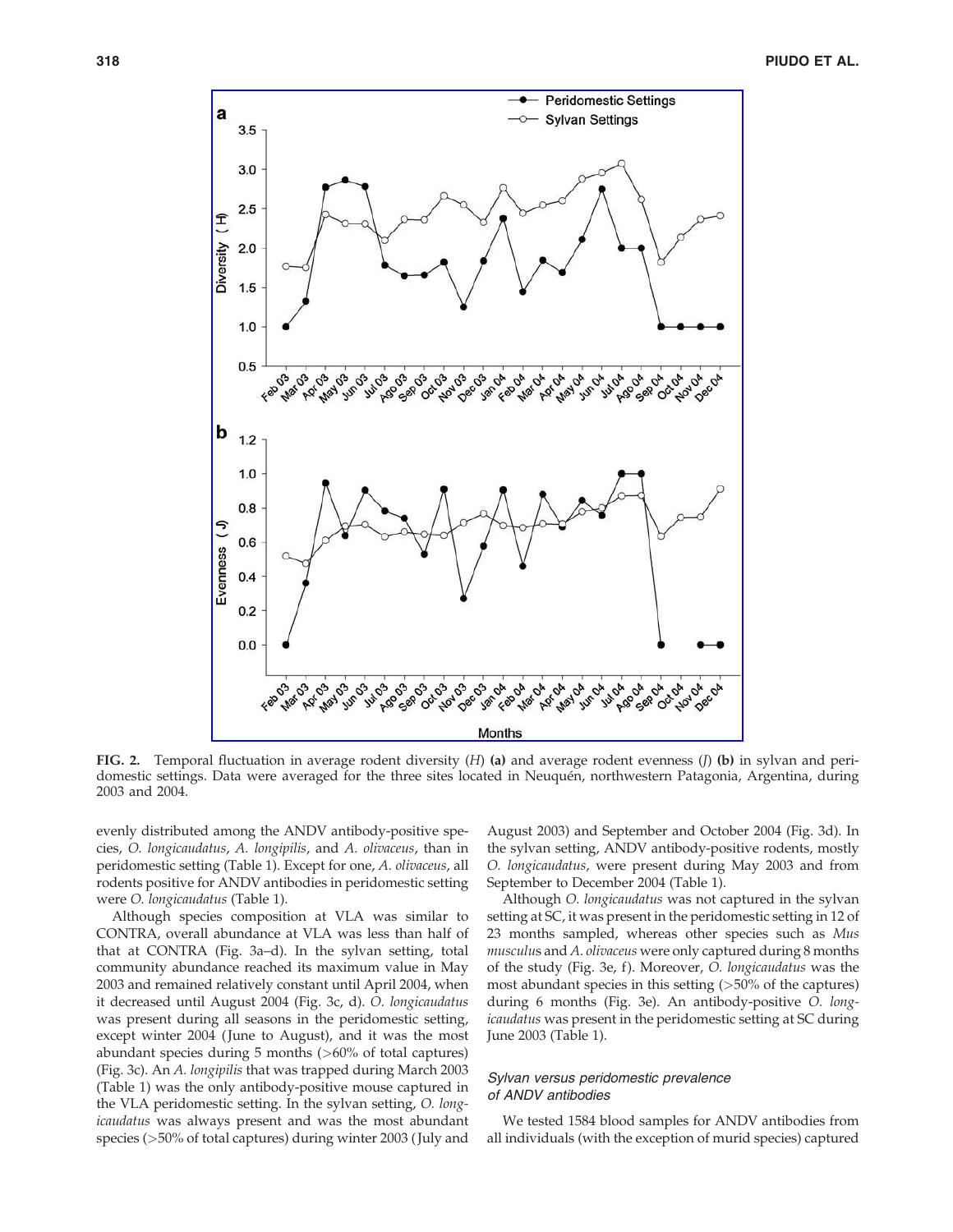**FIG. 2.** Temporal fluctuation in average rodent diversity (*H*) **(a)** and average rodent evenness (*J*) **(b)** in sylvan and peridomestic settings. Data were averaged for the three sites located in Neuquén, northwestern Patagonia, Argentina, during 2003 and 2004.

evenly distributed among the ANDV antibody-positive species, *O. longicaudatus*, *A. longipilis*, and *A. olivaceus*, than in peridomestic setting (Table 1). Except for one, *A. olivaceus*, all rodents positive for ANDV antibodies in peridomestic setting were *O. longicaudatus* (Table 1).

Although species composition at VLA was similar to CONTRA, overall abundance at VLA was less than half of that at CONTRA (Fig. 3a–d). In the sylvan setting, total community abundance reached its maximum value in May 2003 and remained relatively constant until April 2004, when it decreased until August 2004 (Fig. 3c, d). *O. longicaudatus* was present during all seasons in the peridomestic setting, except winter 2004 (June to August), and it was the most abundant species during 5 months (>60% of total captures) (Fig. 3c). An *A. longipilis* that was trapped during March 2003 (Table 1) was the only antibody-positive mouse captured in the VLA peridomestic setting. In the sylvan setting, *O. longicaudatus* was always present and was the most abundant species (>50% of total captures) during winter 2003 (July and August 2003) and September and October 2004 (Fig. 3d). In the sylvan setting, ANDV antibody-positive rodents, mostly *O. longicaudatus*, were present during May 2003 and from September to December 2004 (Table 1).

Although *O. longicaudatus* was not captured in the sylvan setting at SC, it was present in the peridomestic setting in 12 of 23 months sampled, whereas other species such as *Mus musculus* and *A. olivaceus* were only captured during 8 months of the study (Fig. 3e, f). Moreover, *O. longicaudatus* was the most abundant species in this setting (>50% of the captures) during 6 months (Fig. 3e). An antibody-positive *O. longicaudatus* was present in the peridomestic setting at SC during June 2003 (Table 1).

### Sylvan versus peridomestic prevalence of ANDV antibodies

We tested 1584 blood samples for ANDV antibodies from all individuals (with the exception of murid species) captured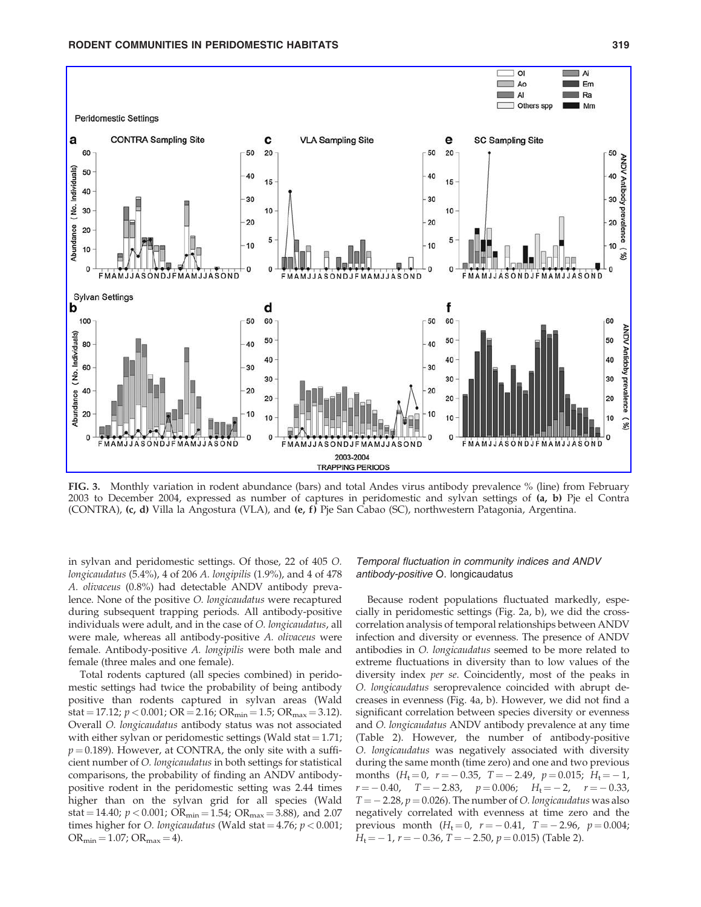FIG. 3. Monthly variation in rodent abundance (bars) and total Andes virus antibody prevalence % (line) from February 2003 to December 2004, expressed as number of captures in peridomestic and sylvan settings of **(a, b)** Pje el Contra (CONTRA), **(c, d)** Villa la Angostura (VLA), and **(e, f)** Pje San Cabao (SC), northwestern Patagonia, Argentina.

in sylvan and peridomestic settings. Of those, 22 of 405 *O. longicaudatus* (5.4%), 4 of 206 *A. longipilis* (1.9%), and 4 of 478 *A. olivaceus* (0.8%) had detectable ANDV antibody prevalence. None of the positive *O. longicaudatus* were recaptured during subsequent trapping periods. All antibody-positive individuals were adult, and in the case of *O. longicaudatus*, all were male, whereas all antibody-positive *A. olivaceus* were female. Antibody-positive *A. longipilis* were both male and female (three males and one female).

Total rodents captured (all species combined) in peridomestic settings had twice the probability of being antibody positive than rodents captured in sylvan areas (Wald stat = 17.12; $p < 0.001$; OR = 2.16; $OR_{min} = 1.5$; $OR_{max} = 3.12$). Overall *O. longicaudatus* antibody status was not associated with either sylvan or peridomestic settings (Wald stat = 1.71; $p = 0.189$). However, at CONTRA, the only site with a sufficient number of *O. longicaudatus* in both settings for statistical comparisons, the probability of finding an ANDV antibody-positive rodent in the peridomestic setting was 2.44 times higher than on the sylvan grid for all species (Wald stat = 14.40; $p < 0.001$; $OR_{min} = 1.54$; $OR_{max} = 3.88$), and 2.07 times higher for *O. longicaudatus* (Wald stat = 4.76; $p < 0.001$; $OR_{min} = 1.07$; $OR_{max} = 4$).

### *Temporal fluctuation in community indices and ANDV antibody-positive* O. longicaudatus

Because rodent populations fluctuated markedly, especially in peridomestic settings (Fig. 2a, b), we did the cross-correlation analysis of temporal relationships between ANDV infection and diversity or evenness. The presence of ANDV antibodies in *O. longicaudatus* seemed to be more related to extreme fluctuations in diversity than to low values of the diversity index *per se*. Coincidently, most of the peaks in *O. longicaudatus* seroprevalence coincided with abrupt decreases in evenness (Fig. 4a, b). However, we did not find a significant correlation between species diversity or evenness and *O. longicaudatus* ANDV antibody prevalence at any time (Table 2). However, the number of antibody-positive *O. longicaudatus* was negatively associated with diversity during the same month (time zero) and one and two previous months ($H_t = 0$, $r = -0.35$, $T = -2.49$, $p = 0.015$; $H_t = -1$, $r = -0.40$, $T = -2.83$, $p = 0.006$; $H_t = -2$, $r = -0.33$, $T = -2.28$, $p = 0.026$). The number of *O. longicaudatus* was also negatively correlated with evenness at time zero and the previous month ($H_t = 0$, $r = -0.41$, $T = -2.96$, $p = 0.004$; $H_t = -1$, $r = -0.36$, $T = -2.50$, $p = 0.015$) (Table 2).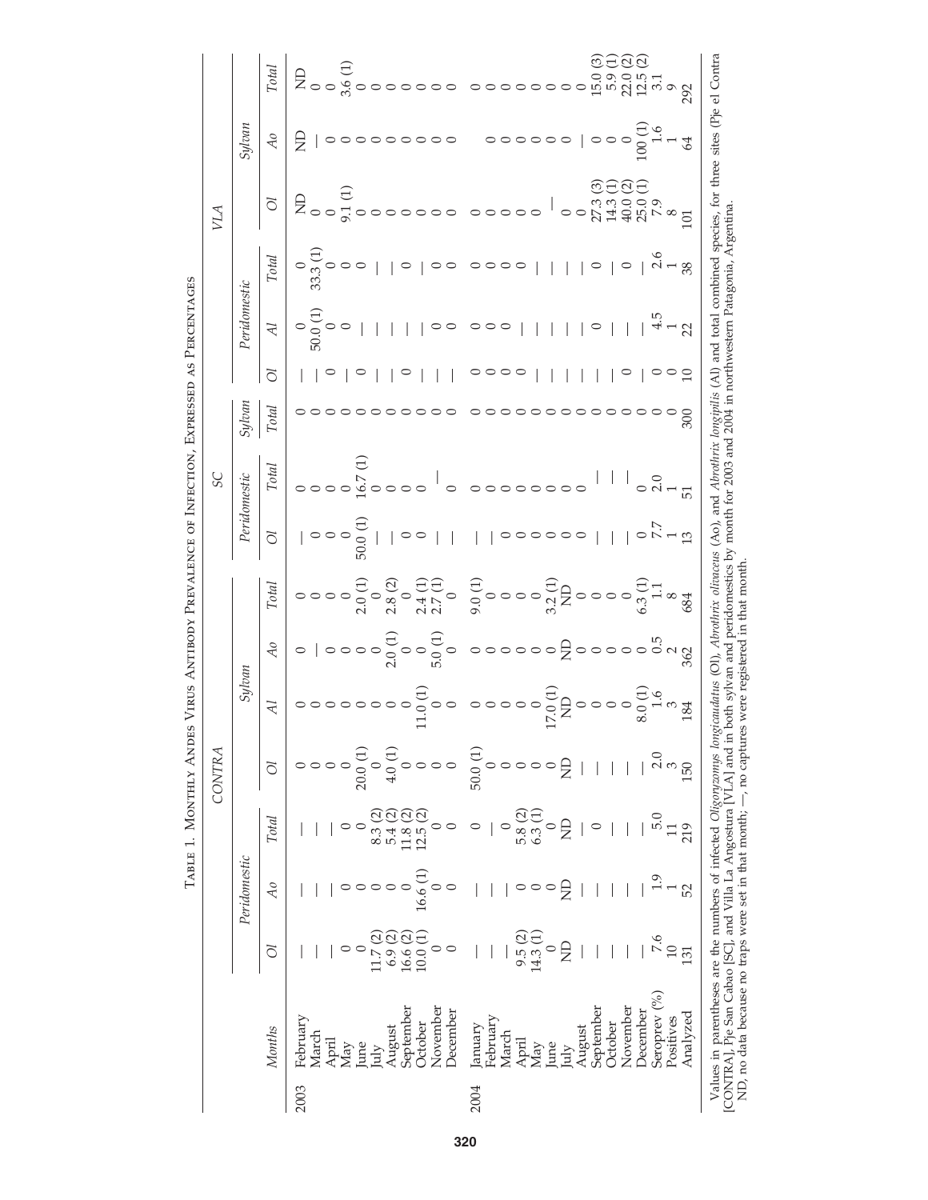Table 1. Monthly Andes Virus Antibody Prevalence of Infection, Expressed as Percentages

| | | CONTRA | | | | | | | SC | | | VLA | | | | | |
|---|---|---|---|---|---|---|---|---|---|---|---|---|---|---|---|---|---|
| | | Peridomestic | | | Sylvan | | | | Peridomestic | | Sylvan | Peridomestic | | | Sylvan | | |
| | Months | Ol | Ao | Total | Ol | Al | Ao | Total | Ol | Total | Total | Ol | Al | Total | Ol | Ao | Total |
| 2003 | February | — | — | — | 0 | 0 | 0 | 0 | — | 0 | 0 | — | 0 | 0 | ND | ND | ND |
| | March | — | — | — | 0 | 0 | — | 0 | 0 | 0 | 0 | — | 50.0 (1) | 33.3 (1) | 0 | — | 0 |
| | April | — | — | — | 0 | 0 | 0 | 0 | 0 | 0 | 0 | 0 | 0 | 0 | 0 | 0 | 0 |
| | May | 0 | 0 | 0 | 0 | 0 | 0 | 0 | 0 | 0 | 0 | — | 0 | 0 | 9.1 (1) | 0 | 3.6 (1) |
| | June | 0 | 0 | 0 | 20.0 (1) | 0 | 0 | 2.0 (1) | 50.0 (1) | 16.7 (1) | 0 | 0 | — | 0 | 0 | 0 | 0 |
| | July | 11.7 (2) | 0 | 8.3 (2) | 0 | 0 | 0 | 0 | — | 0 | 0 | — | — | — | 0 | 0 | 0 |
| | August | 6.9 (2) | 0 | 5.4 (2) | 4.0 (1) | 0 | 2.0 (1) | 2.8 (2) | 0 | 0 | 0 | — | — | — | 0 | 0 | 0 |
| | September | 16.6 (2) | 0 | 11.8 (2) | 0 | 0 | 0 | 0 | 0 | 0 | 0 | 0 | — | 0 | 0 | 0 | 0 |
| | October | 10.0 (1) | 16.6 (1) | 12.5 (2) | 0 | 11.0 (1) | 0 | 2.4 (1) | — | — | 0 | — | — | — | 0 | 0 | 0 |
| | November | 0 | 0 | 0 | 0 | 0 | 5.0 (1) | 2.7 (1) | — | — | 0 | — | 0 | 0 | 0 | 0 | 0 |
| | December | 0 | 0 | 0 | 0 | 0 | 0 | 0 | — | 0 | 0 | — | 0 | 0 | 0 | 0 | 0 |
| 2004 | January | — | — | 0 | 50.0 (1) | 0 | 0 | 9.0 (1) | — | 0 | 0 | 0 | 0 | 0 | 0 | | 0 |
| | February | — | — | — | 0 | 0 | 0 | 0 | — | 0 | 0 | 0 | 0 | 0 | 0 | 0 | 0 |
| | March | — | — | 0 | 0 | 0 | 0 | 0 | 0 | 0 | 0 | 0 | 0 | 0 | 0 | 0 | 0 |
| | April | 9.5 (2) | 0 | 5.8 (2) | 0 | 0 | 0 | 0 | 0 | 0 | 0 | 0 | — | 0 | 0 | 0 | 0 |
| | May | 14.3 (1) | 0 | 6.3 (1) | 0 | 0 | 0 | 0 | 0 | 0 | 0 | — | — | — | 0 | 0 | 0 |
| | June | 0 | 0 | 0 | 0 | 17.0 (1) | 0 | 3.2 (1) | 0 | 0 | 0 | — | — | — | — | 0 | 0 |
| | July | ND | ND | ND | ND | ND | ND | ND | 0 | 0 | 0 | — | — | — | 0 | 0 | 0 |
| | August | — | — | — | — | 0 | 0 | 0 | 0 | 0 | 0 | — | — | — | 0 | — | 0 |
| | September | — | — | 0 | — | 0 | 0 | 0 | — | — | 0 | — | 0 | 0 | 27.3 (3) | 0 | 15.0 (3) |
| | October | — | — | — | — | 0 | 0 | 0 | — | — | 0 | — | — | — | 14.3 (1) | 0 | 5.9 (1) |
| | November | — | — | — | — | 0 | 0 | 0 | — | — | 0 | 0 | — | 0 | 40.0 (2) | 0 | 22.0 (2) |
| | December | — | — | — | — | 8.0 (1) | 0 | 6.3 (1) | 0 | 0 | 0 | — | — | — | 25.0 (1) | 100 (1) | 12.5 (2) |
| | Seroprev (%) | 7.6 | 1.9 | 5.0 | 2.0 | 1.6 | 0.5 | 1.1 | 7.7 | 2.0 | 0 | 0 | 4.5 | 2.6 | 7.9 | 1.6 | 3.1 |
| | Positives | 10 | 1 | 11 | 3 | 3 | 2 | 8 | 1 | 1 | 0 | 0 | 1 | 1 | 8 | 1 | 9 |
| | Analyzed | 131 | 52 | 219 | 150 | 184 | 362 | 684 | 13 | 51 | 300 | 10 | 22 | 38 | 101 | 64 | 292 |

Values in parentheses are the numbers of infected *Oligoryzomys longicaudatus* (Ol), *Abrothrix olivaceus* (Ao), and *Abrothrix longipilis* (Al) and total combined species, for three sites (Pje el Contra [CONTRA], Pje San Cabao [SC], and Villa La Angostura [VLA] and in both sylvan and peridomestics by month for 2003 and 2004 in northwestern Patagonia, Argentina.
ND, no data because no traps were set in that month; —, no captures were registered in that month.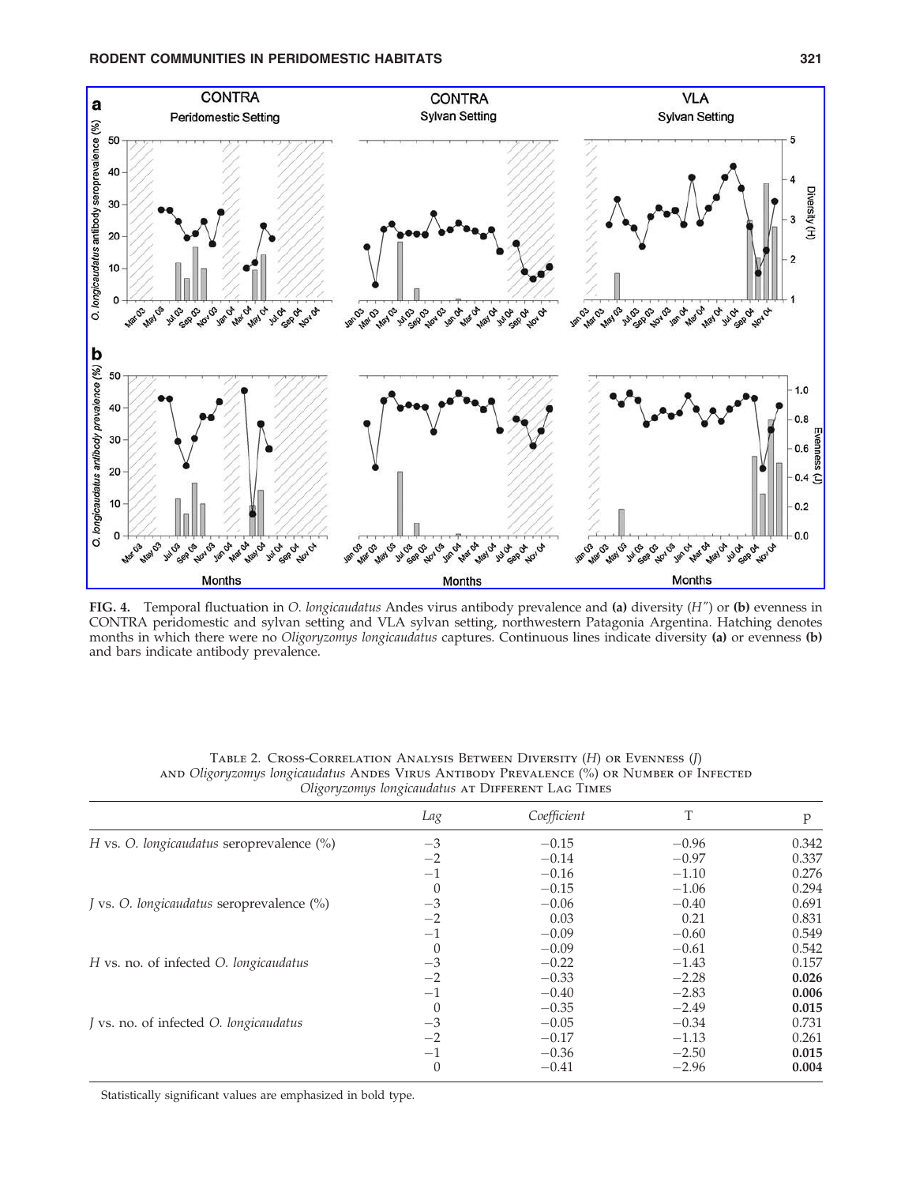**FIG. 4.** Temporal fluctuation in *O. longicaudatus* Andes virus antibody prevalence and **(a)** diversity ($H''$) or **(b)** evenness in CONTRA peridomestic and sylvan setting and VLA sylvan setting, northwestern Patagonia Argentina. Hatching denotes months in which there were no *Oligoryzomys longicaudatus* captures. Continuous lines indicate diversity **(a)** or evenness **(b)** and bars indicate antibody prevalence.

Table 2. Cross-Correlation Analysis Between Diversity ($H$) or Evenness ($J$) and *Oligoryzomys longicaudatus* Andes Virus Antibody Prevalence (%) or Number of Infected *Oligoryzomys longicaudatus* at Different Lag Times

| | *Lag* | *Coefficient* | T | p |
|---|---|---|---|---|
| $H$ vs. *O. longicaudatus* seroprevalence (%) | −3 | −0.15 | −0.96 | 0.342 |
| | −2 | −0.14 | −0.97 | 0.337 |
| | −1 | −0.16 | −1.10 | 0.276 |
| | 0 | −0.15 | −1.06 | 0.294 |
| $J$ vs. *O. longicaudatus* seroprevalence (%) | −3 | −0.06 | −0.40 | 0.691 |
| | −2 | 0.03 | 0.21 | 0.831 |
| | −1 | −0.09 | −0.60 | 0.549 |
| | 0 | −0.09 | −0.61 | 0.542 |
| $H$ vs. no. of infected *O. longicaudatus* | −3 | −0.22 | −1.43 | 0.157 |
| | −2 | −0.33 | −2.28 | **0.026** |
| | −1 | −0.40 | −2.83 | **0.006** |
| | 0 | −0.35 | −2.49 | **0.015** |
| $J$ vs. no. of infected *O. longicaudatus* | −3 | −0.05 | −0.34 | 0.731 |
| | −2 | −0.17 | −1.13 | 0.261 |
| | −1 | −0.36 | −2.50 | **0.015** |
| | 0 | −0.41 | −2.96 | **0.004** |

Statistically significant values are emphasized in bold type.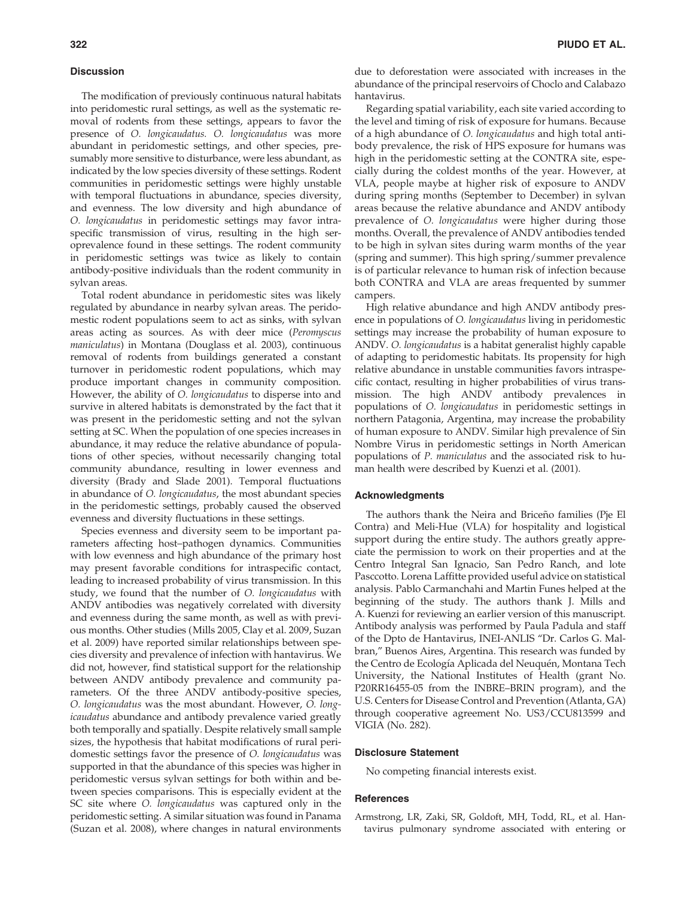## Discussion

The modification of previously continuous natural habitats into peridomestic rural settings, as well as the systematic removal of rodents from these settings, appears to favor the presence of *O. longicaudatus. O. longicaudatus* was more abundant in peridomestic settings, and other species, presumably more sensitive to disturbance, were less abundant, as indicated by the low species diversity of these settings. Rodent communities in peridomestic settings were highly unstable with temporal fluctuations in abundance, species diversity, and evenness. The low diversity and high abundance of *O. longicaudatus* in peridomestic settings may favor intraspecific transmission of virus, resulting in the high seroprevalence found in these settings. The rodent community in peridomestic settings was twice as likely to contain antibody-positive individuals than the rodent community in sylvan areas.

Total rodent abundance in peridomestic sites was likely regulated by abundance in nearby sylvan areas. The peridomestic rodent populations seem to act as sinks, with sylvan areas acting as sources. As with deer mice (*Peromyscus maniculatus*) in Montana (Douglass et al. 2003), continuous removal of rodents from buildings generated a constant turnover in peridomestic rodent populations, which may produce important changes in community composition. However, the ability of *O. longicaudatus* to disperse into and survive in altered habitats is demonstrated by the fact that it was present in the peridomestic setting and not the sylvan setting at SC. When the population of one species increases in abundance, it may reduce the relative abundance of populations of other species, without necessarily changing total community abundance, resulting in lower evenness and diversity (Brady and Slade 2001). Temporal fluctuations in abundance of *O. longicaudatus*, the most abundant species in the peridomestic settings, probably caused the observed evenness and diversity fluctuations in these settings.

Species evenness and diversity seem to be important parameters affecting host–pathogen dynamics. Communities with low evenness and high abundance of the primary host may present favorable conditions for intraspecific contact, leading to increased probability of virus transmission. In this study, we found that the number of *O. longicaudatus* with ANDV antibodies was negatively correlated with diversity and evenness during the same month, as well as with previous months. Other studies (Mills 2005, Clay et al. 2009, Suzan et al. 2009) have reported similar relationships between species diversity and prevalence of infection with hantavirus. We did not, however, find statistical support for the relationship between ANDV antibody prevalence and community parameters. Of the three ANDV antibody-positive species, *O. longicaudatus* was the most abundant. However, *O. longicaudatus* abundance and antibody prevalence varied greatly both temporally and spatially. Despite relatively small sample sizes, the hypothesis that habitat modifications of rural peridomestic settings favor the presence of *O. longicaudatus* was supported in that the abundance of this species was higher in peridomestic versus sylvan settings for both within and between species comparisons. This is especially evident at the SC site where *O. longicaudatus* was captured only in the peridomestic setting. A similar situation was found in Panama (Suzan et al. 2008), where changes in natural environments due to deforestation were associated with increases in the abundance of the principal reservoirs of Choclo and Calabazo hantavirus.

Regarding spatial variability, each site varied according to the level and timing of risk of exposure for humans. Because of a high abundance of *O. longicaudatus* and high total antibody prevalence, the risk of HPS exposure for humans was high in the peridomestic setting at the CONTRA site, especially during the coldest months of the year. However, at VLA, people maybe at higher risk of exposure to ANDV during spring months (September to December) in sylvan areas because the relative abundance and ANDV antibody prevalence of *O. longicaudatus* were higher during those months. Overall, the prevalence of ANDV antibodies tended to be high in sylvan sites during warm months of the year (spring and summer). This high spring/summer prevalence is of particular relevance to human risk of infection because both CONTRA and VLA are areas frequented by summer campers.

High relative abundance and high ANDV antibody presence in populations of *O. longicaudatus* living in peridomestic settings may increase the probability of human exposure to ANDV. *O. longicaudatus* is a habitat generalist highly capable of adapting to peridomestic habitats. Its propensity for high relative abundance in unstable communities favors intraspecific contact, resulting in higher probabilities of virus transmission. The high ANDV antibody prevalences in populations of *O. longicaudatus* in peridomestic settings in northern Patagonia, Argentina, may increase the probability of human exposure to ANDV. Similar high prevalence of Sin Nombre Virus in peridomestic settings in North American populations of *P. maniculatus* and the associated risk to human health were described by Kuenzi et al. (2001).

## Acknowledgments

The authors thank the Neira and Briceño families (Pje El Contra) and Meli-Hue (VLA) for hospitality and logistical support during the entire study. The authors greatly appreciate the permission to work on their properties and at the Centro Integral San Ignacio, San Pedro Ranch, and lote Pasccotto. Lorena Laffitte provided useful advice on statistical analysis. Pablo Carmanchahi and Martin Funes helped at the beginning of the study. The authors thank J. Mills and A. Kuenzi for reviewing an earlier version of this manuscript. Antibody analysis was performed by Paula Padula and staff of the Dpto de Hantavirus, INEI-ANLIS "Dr. Carlos G. Malbran," Buenos Aires, Argentina. This research was funded by the Centro de Ecología Aplicada del Neuquén, Montana Tech University, the National Institutes of Health (grant No. P20RR16455-05 from the INBRE–BRIN program), and the U.S. Centers for Disease Control and Prevention (Atlanta, GA) through cooperative agreement No. US3/CCU813599 and VIGIA (No. 282).

## Disclosure Statement

No competing financial interests exist.

## References

Armstrong, LR, Zaki, SR, Goldoft, MH, Todd, RL, et al. Hantavirus pulmonary syndrome associated with entering or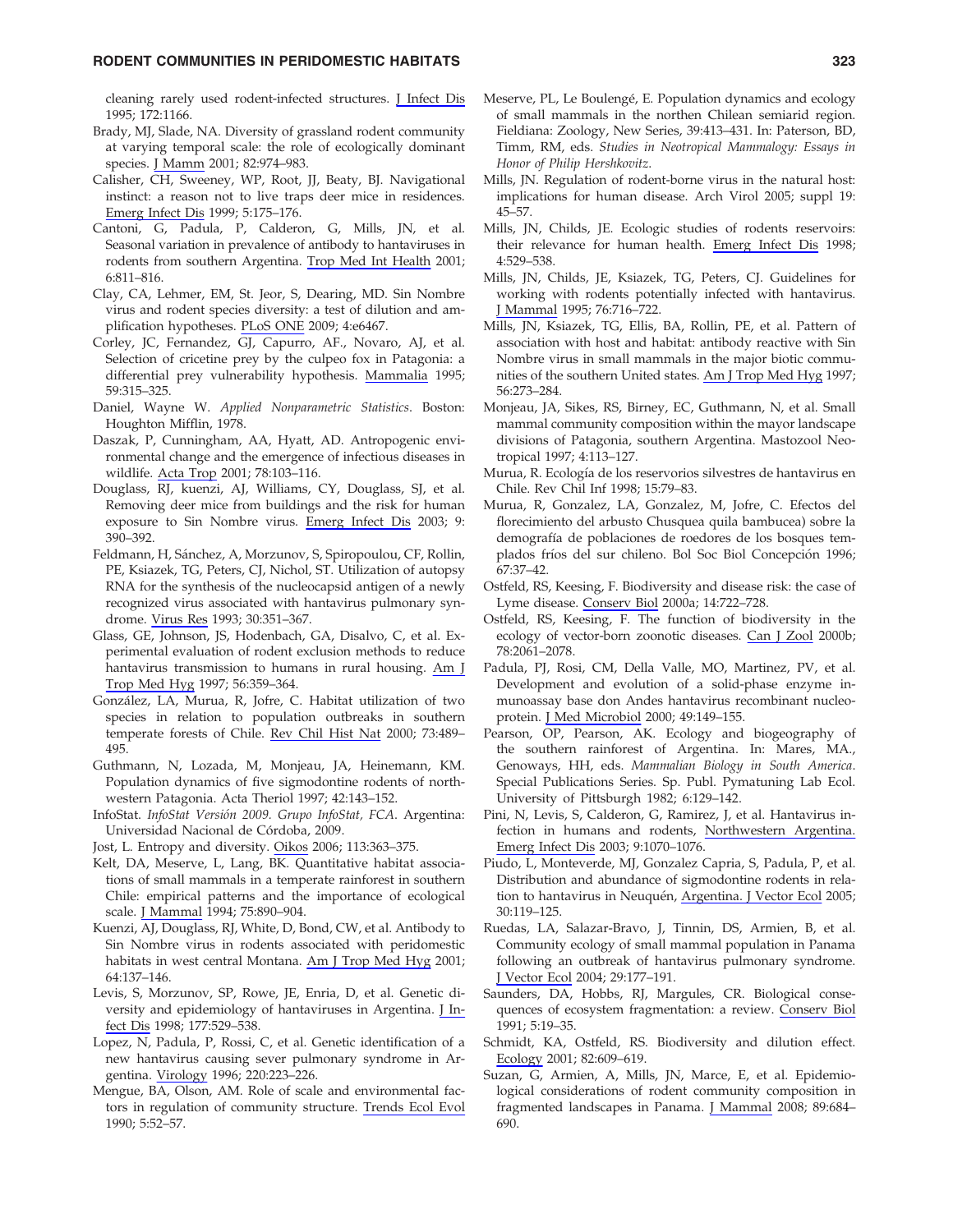cleaning rarely used rodent-infected structures. J Infect Dis 1995; 172:1166.

Brady, MJ, Slade, NA. Diversity of grassland rodent community at varying temporal scale: the role of ecologically dominant species. J Mamm 2001; 82:974–983.

Calisher, CH, Sweeney, WP, Root, JJ, Beaty, BJ. Navigational instinct: a reason not to live traps deer mice in residences. Emerg Infect Dis 1999; 5:175–176.

Cantoni, G, Padula, P, Calderon, G, Mills, JN, et al. Seasonal variation in prevalence of antibody to hantaviruses in rodents from southern Argentina. Trop Med Int Health 2001; 6:811–816.

Clay, CA, Lehmer, EM, St. Jeor, S, Dearing, MD. Sin Nombre virus and rodent species diversity: a test of dilution and amplification hypotheses. PLoS ONE 2009; 4:e6467.

Corley, JC, Fernandez, GJ, Capurro, AF., Novaro, AJ, et al. Selection of cricetine prey by the culpeo fox in Patagonia: a differential prey vulnerability hypothesis. Mammalia 1995; 59:315–325.

Daniel, Wayne W. *Applied Nonparametric Statistics*. Boston: Houghton Mifflin, 1978.

Daszak, P, Cunningham, AA, Hyatt, AD. Antropogenic environmental change and the emergence of infectious diseases in wildlife. Acta Trop 2001; 78:103–116.

Douglass, RJ, kuenzi, AJ, Williams, CY, Douglass, SJ, et al. Removing deer mice from buildings and the risk for human exposure to Sin Nombre virus. Emerg Infect Dis 2003; 9: 390–392.

Feldmann, H, Sánchez, A, Morzunov, S, Spiropoulou, CF, Rollin, PE, Ksiazek, TG, Peters, CJ, Nichol, ST. Utilization of autopsy RNA for the synthesis of the nucleocapsid antigen of a newly recognized virus associated with hantavirus pulmonary syndrome. Virus Res 1993; 30:351–367.

Glass, GE, Johnson, JS, Hodenbach, GA, Disalvo, C, et al. Experimental evaluation of rodent exclusion methods to reduce hantavirus transmission to humans in rural housing. Am J Trop Med Hyg 1997; 56:359–364.

González, LA, Murua, R, Jofre, C. Habitat utilization of two species in relation to population outbreaks in southern temperate forests of Chile. Rev Chil Hist Nat 2000; 73:489–495.

Guthmann, N, Lozada, M, Monjeau, JA, Heinemann, KM. Population dynamics of five sigmodontine rodents of northwestern Patagonia. Acta Theriol 1997; 42:143–152.

InfoStat. *InfoStat Versión 2009. Grupo InfoStat, FCA*. Argentina: Universidad Nacional de Córdoba, 2009.

Jost, L. Entropy and diversity. Oikos 2006; 113:363–375.

Kelt, DA, Meserve, L, Lang, BK. Quantitative habitat associations of small mammals in a temperate rainforest in southern Chile: empirical patterns and the importance of ecological scale. J Mammal 1994; 75:890–904.

Kuenzi, AJ, Douglass, RJ, White, D, Bond, CW, et al. Antibody to Sin Nombre virus in rodents associated with peridomestic habitats in west central Montana. Am J Trop Med Hyg 2001; 64:137–146.

Levis, S, Morzunov, SP, Rowe, JE, Enria, D, et al. Genetic diversity and epidemiology of hantaviruses in Argentina. J Infect Dis 1998; 177:529–538.

Lopez, N, Padula, P, Rossi, C, et al. Genetic identification of a new hantavirus causing sever pulmonary syndrome in Argentina. Virology 1996; 220:223–226.

Mengue, BA, Olson, AM. Role of scale and environmental factors in regulation of community structure. Trends Ecol Evol 1990; 5:52–57.

Meserve, PL, Le Boulengé, E. Population dynamics and ecology of small mammals in the northen Chilean semiarid region. Fieldiana: Zoology, New Series, 39:413–431. In: Paterson, BD, Timm, RM, eds. *Studies in Neotropical Mammalogy: Essays in Honor of Philip Hershkovitz*.

Mills, JN. Regulation of rodent-borne virus in the natural host: implications for human disease. Arch Virol 2005; suppl 19: 45–57.

Mills, JN, Childs, JE. Ecologic studies of rodents reservoirs: their relevance for human health. Emerg Infect Dis 1998; 4:529–538.

Mills, JN, Childs, JE, Ksiazek, TG, Peters, CJ. Guidelines for working with rodents potentially infected with hantavirus. J Mammal 1995; 76:716–722.

Mills, JN, Ksiazek, TG, Ellis, BA, Rollin, PE, et al. Pattern of association with host and habitat: antibody reactive with Sin Nombre virus in small mammals in the major biotic communities of the southern United states. Am J Trop Med Hyg 1997; 56:273–284.

Monjeau, JA, Sikes, RS, Birney, EC, Guthmann, N, et al. Small mammal community composition within the mayor landscape divisions of Patagonia, southern Argentina. Mastozool Neotropical 1997; 4:113–127.

Murua, R. Ecología de los reservorios silvestres de hantavirus en Chile. Rev Chil Inf 1998; 15:79–83.

Murua, R, Gonzalez, LA, Gonzalez, M, Jofre, C. Efectos del florecimiento del arbusto Chusquea quila bambucea) sobre la demografía de poblaciones de roedores de los bosques templados fríos del sur chileno. Bol Soc Biol Concepción 1996; 67:37–42.

Ostfeld, RS, Keesing, F. Biodiversity and disease risk: the case of Lyme disease. Conserv Biol 2000a; 14:722–728.

Ostfeld, RS, Keesing, F. The function of biodiversity in the ecology of vector-born zoonotic diseases. Can J Zool 2000b; 78:2061–2078.

Padula, PJ, Rosi, CM, Della Valle, MO, Martinez, PV, et al. Development and evolution of a solid-phase enzyme inmunoassay base don Andes hantavirus recombinant nucleoprotein. J Med Microbiol 2000; 49:149–155.

Pearson, OP, Pearson, AK. Ecology and biogeography of the southern rainforest of Argentina. In: Mares, MA., Genoways, HH, eds. *Mammalian Biology in South America*. Special Publications Series. Sp. Publ. Pymatuning Lab Ecol. University of Pittsburgh 1982; 6:129–142.

Pini, N, Levis, S, Calderon, G, Ramirez, J, et al. Hantavirus infection in humans and rodents, Northwestern Argentina. Emerg Infect Dis 2003; 9:1070–1076.

Piudo, L, Monteverde, MJ, Gonzalez Capria, S, Padula, P, et al. Distribution and abundance of sigmodontine rodents in relation to hantavirus in Neuquén, Argentina. J Vector Ecol 2005; 30:119–125.

Ruedas, LA, Salazar-Bravo, J, Tinnin, DS, Armien, B, et al. Community ecology of small mammal population in Panama following an outbreak of hantavirus pulmonary syndrome. J Vector Ecol 2004; 29:177–191.

Saunders, DA, Hobbs, RJ, Margules, CR. Biological consequences of ecosystem fragmentation: a review. Conserv Biol 1991; 5:19–35.

Schmidt, KA, Ostfeld, RS. Biodiversity and dilution effect. Ecology 2001; 82:609–619.

Suzan, G, Armien, A, Mills, JN, Marce, E, et al. Epidemiological considerations of rodent community composition in fragmented landscapes in Panama. J Mammal 2008; 89:684–690.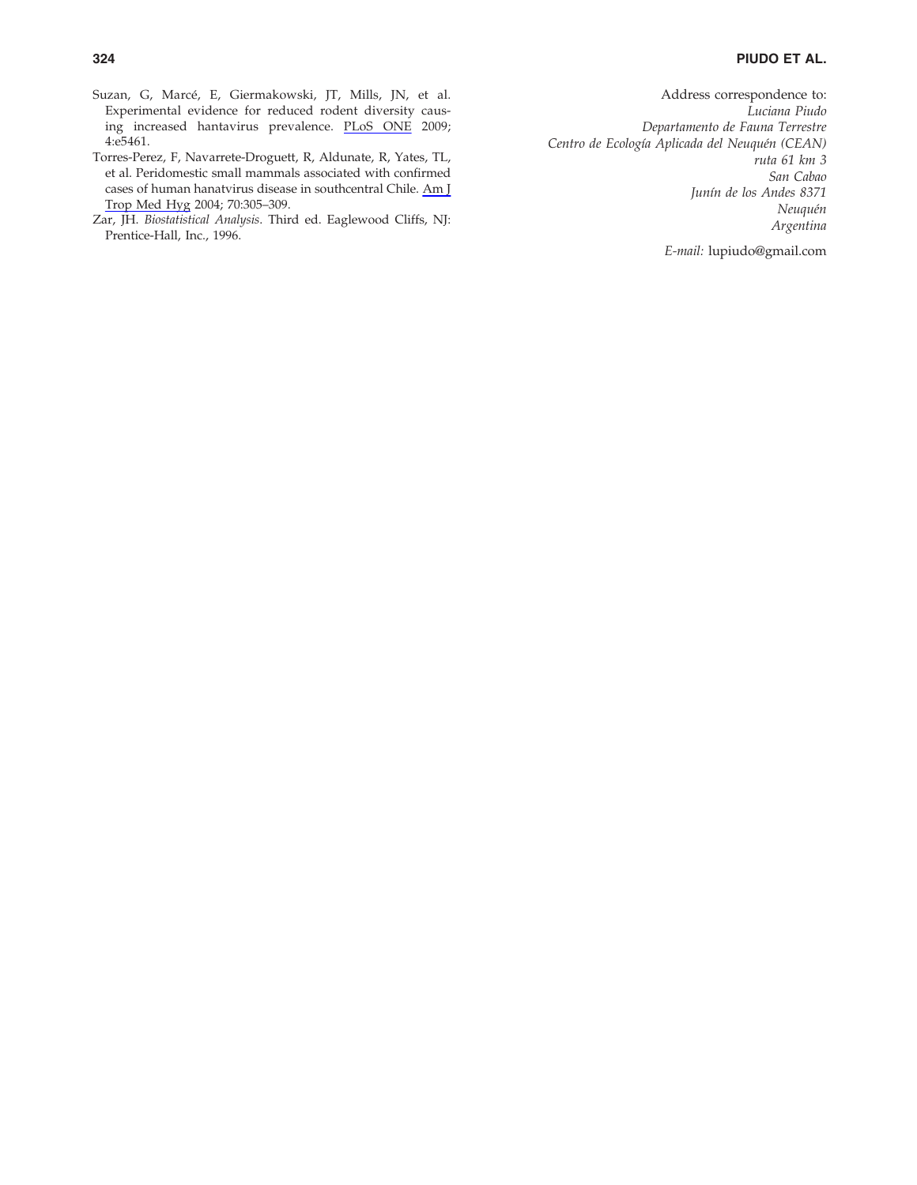Suzan, G, Marcé, E, Giermakowski, JT, Mills, JN, et al. Experimental evidence for reduced rodent diversity causing increased hantavirus prevalence. PLoS ONE 2009; 4:e5461.

Torres-Perez, F, Navarrete-Droguett, R, Aldunate, R, Yates, TL, et al. Peridomestic small mammals associated with confirmed cases of human hanatvirus disease in southcentral Chile. Am J Trop Med Hyg 2004; 70:305–309.

Zar, JH. *Biostatistical Analysis*. Third ed. Eaglewood Cliffs, NJ: Prentice-Hall, Inc., 1996.

Address correspondence to:
*Luciana Piudo*
*Departamento de Fauna Terrestre*
*Centro de Ecología Aplicada del Neuquén (CEAN)*
*ruta 61 km 3*
*San Cabao*
*Junín de los Andes 8371*
*Neuquén*
*Argentina*

*E-mail:* lupiudo@gmail.com